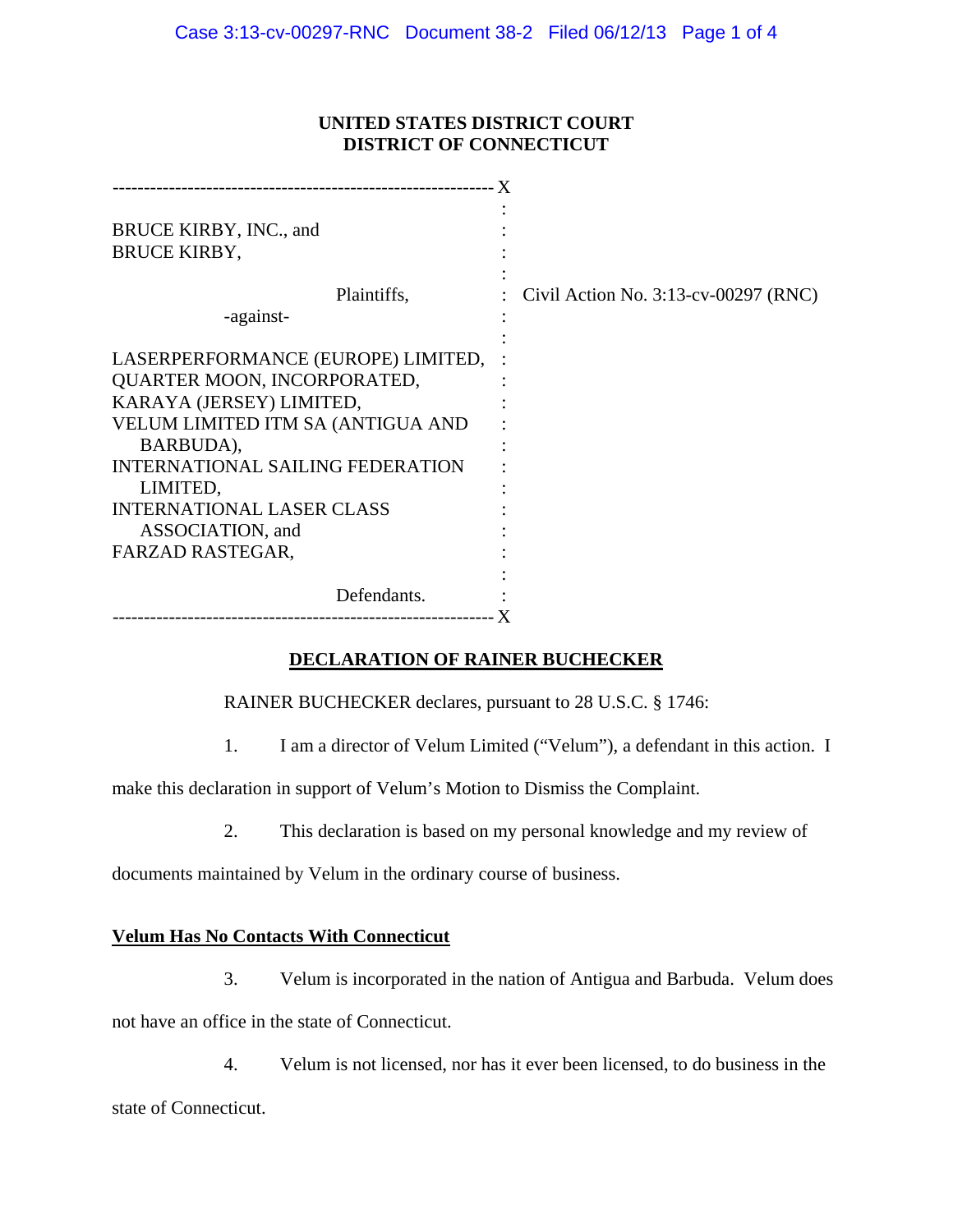UNITED STATES DISTRICT COURT
DISTRICT OF CONNECTICUT

BRUCE KIRBY, INC., and
BRUCE KIRBY,

Plaintiffs,

-against-

LASERPERFORMANCE (EUROPE) LIMITED,
QUARTER MOON, INCORPORATED,
KARAYA (JERSEY) LIMITED,
VELUM LIMITED ITM SA (ANTIGUA AND BARBUDA),
INTERNATIONAL SAILING FEDERATION LIMITED,
INTERNATIONAL LASER CLASS ASSOCIATION, and
FARZAD RASTEGAR,

Defendants.

Civil Action No. 3:13-cv-00297 (RNC)

**DECLARATION OF RAINER BUCHECKER**

RAINER BUCHECKER declares, pursuant to 28 U.S.C. § 1746:

1. I am a director of Velum Limited ("Velum"), a defendant in this action. I make this declaration in support of Velum's Motion to Dismiss the Complaint.

2. This declaration is based on my personal knowledge and my review of documents maintained by Velum in the ordinary course of business.

**Velum Has No Contacts With Connecticut**

3. Velum is incorporated in the nation of Antigua and Barbuda. Velum does not have an office in the state of Connecticut.

4. Velum is not licensed, nor has it ever been licensed, to do business in the state of Connecticut.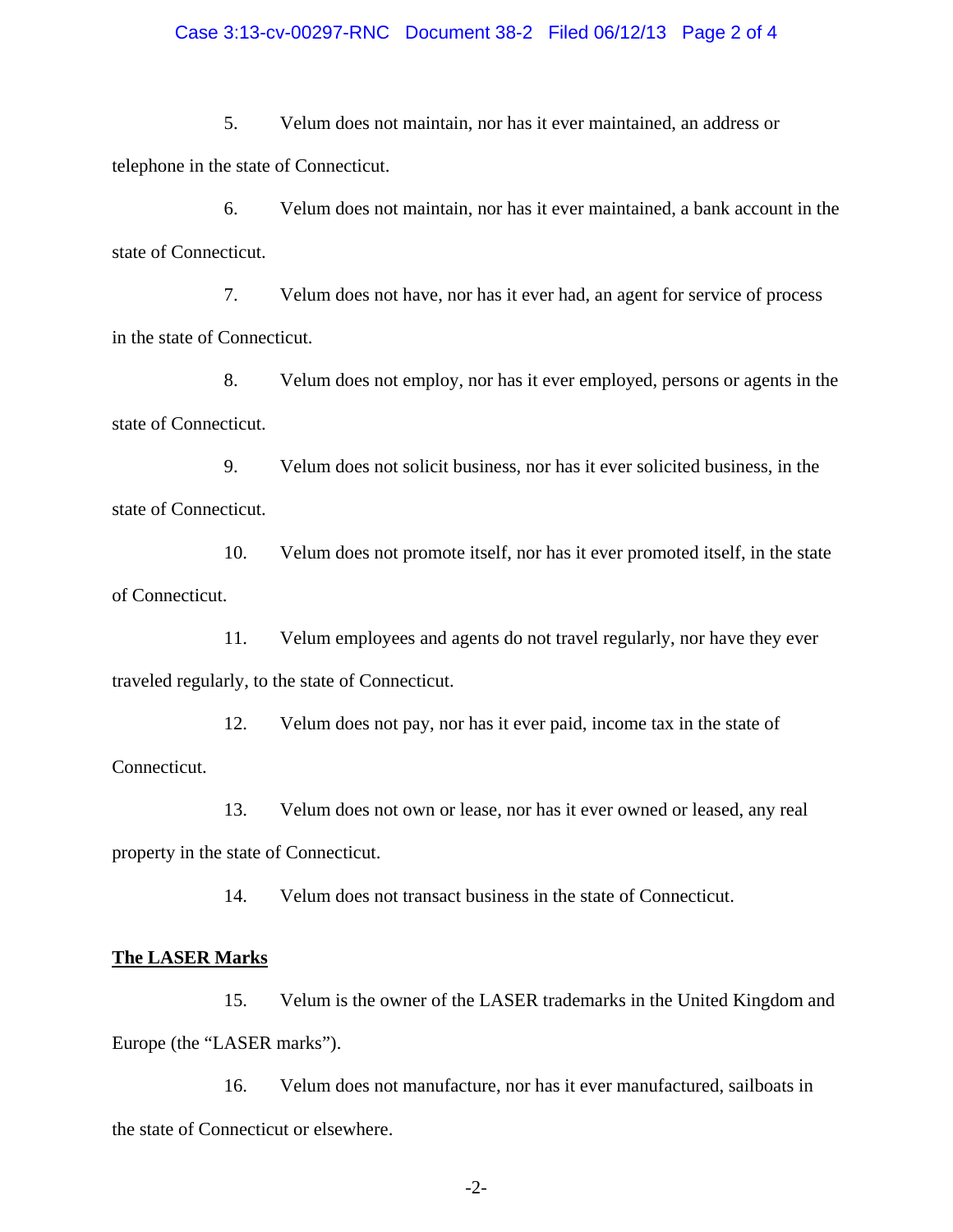5. Velum does not maintain, nor has it ever maintained, an address or telephone in the state of Connecticut.

6. Velum does not maintain, nor has it ever maintained, a bank account in the state of Connecticut.

7. Velum does not have, nor has it ever had, an agent for service of process in the state of Connecticut.

8. Velum does not employ, nor has it ever employed, persons or agents in the state of Connecticut.

9. Velum does not solicit business, nor has it ever solicited business, in the state of Connecticut.

10. Velum does not promote itself, nor has it ever promoted itself, in the state of Connecticut.

11. Velum employees and agents do not travel regularly, nor have they ever traveled regularly, to the state of Connecticut.

12. Velum does not pay, nor has it ever paid, income tax in the state of Connecticut.

13. Velum does not own or lease, nor has it ever owned or leased, any real property in the state of Connecticut.

14. Velum does not transact business in the state of Connecticut.

**The LASER Marks**

15. Velum is the owner of the LASER trademarks in the United Kingdom and Europe (the "LASER marks").

16. Velum does not manufacture, nor has it ever manufactured, sailboats in the state of Connecticut or elsewhere.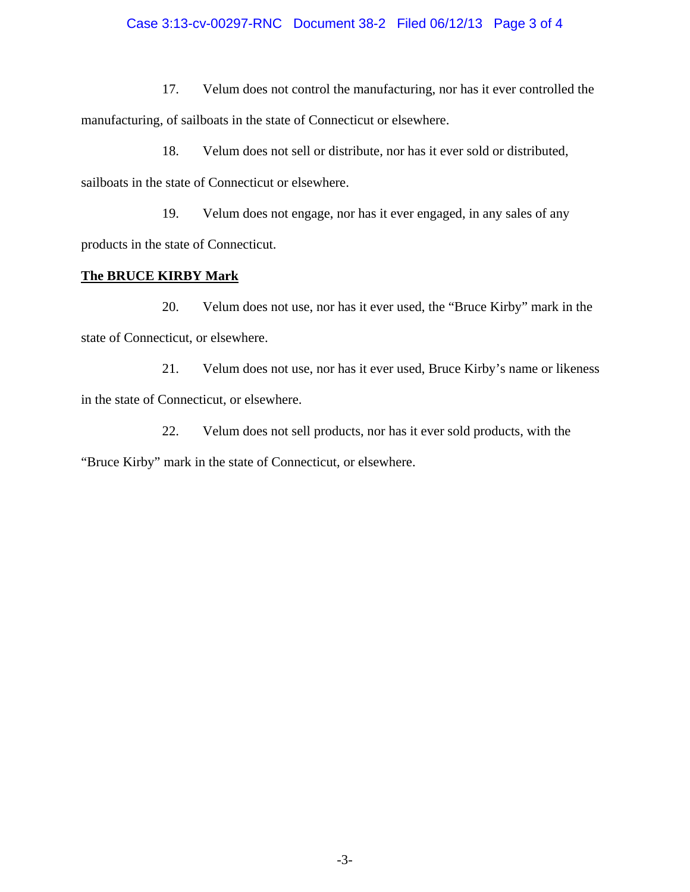17. Velum does not control the manufacturing, nor has it ever controlled the manufacturing, of sailboats in the state of Connecticut or elsewhere.

18. Velum does not sell or distribute, nor has it ever sold or distributed, sailboats in the state of Connecticut or elsewhere.

19. Velum does not engage, nor has it ever engaged, in any sales of any products in the state of Connecticut.

**The BRUCE KIRBY Mark**

20. Velum does not use, nor has it ever used, the "Bruce Kirby" mark in the state of Connecticut, or elsewhere.

21. Velum does not use, nor has it ever used, Bruce Kirby's name or likeness in the state of Connecticut, or elsewhere.

22. Velum does not sell products, nor has it ever sold products, with the "Bruce Kirby" mark in the state of Connecticut, or elsewhere.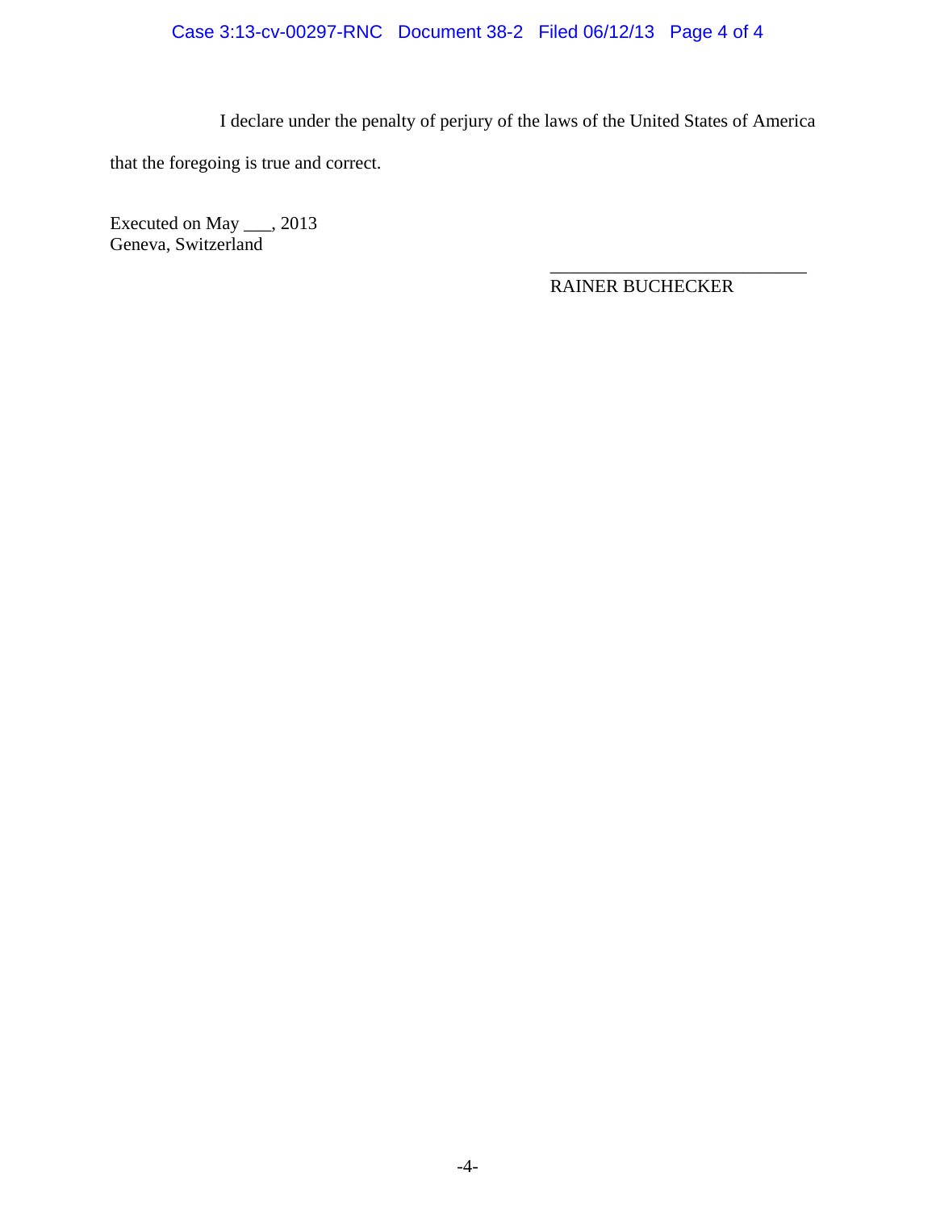I declare under the penalty of perjury of the laws of the United States of America that the foregoing is true and correct.

Executed on May ___, 2013
Geneva, Switzerland

____________________________
RAINER BUCHECKER